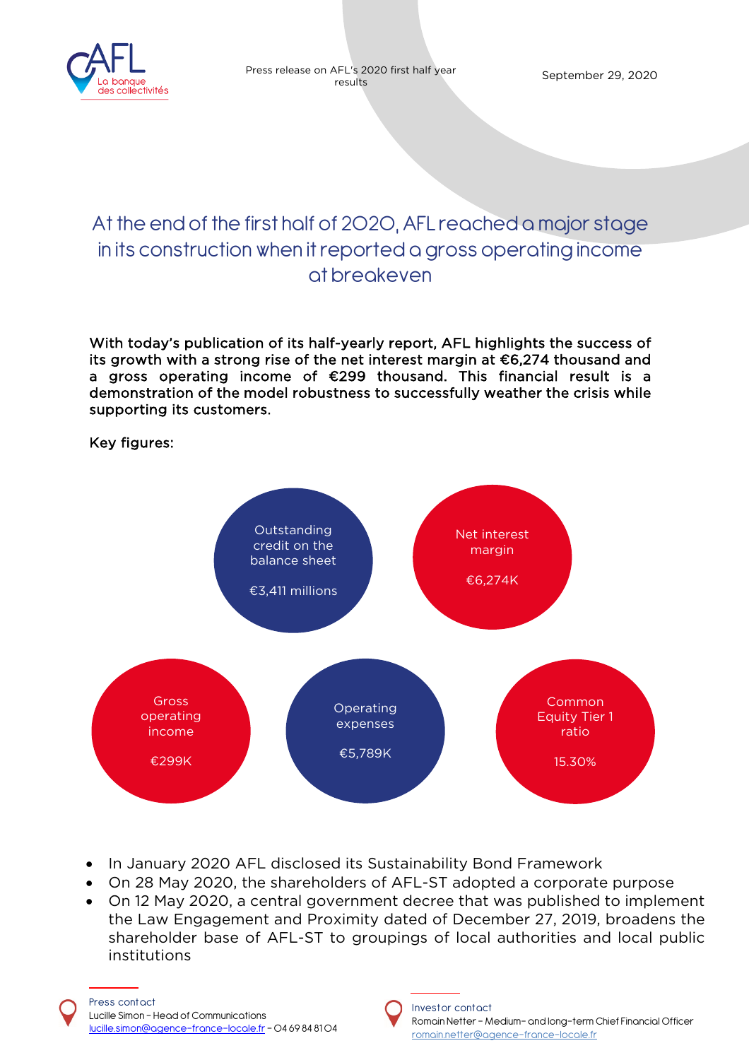Press release on AFL's 2020 first half year results

September 29, 2020

# At the end of the first half of 2020, AFL reached a major stage in its construction when it reported a gross operating income at breakeven

**With today's publication of its half-yearly report, AFL highlights the success of its growth with a strong rise of the net interest margin at €6,274 thousand and a gross operating income of €299 thousand. This financial result is a demonstration of the model robustness to successfully weather the crisis while supporting its customers.**

Key figures:

- Outstanding credit on the balance sheet: €3,411 millions
- Net interest margin: €6,274K
- Gross operating income: €299K
- Operating expenses: €5,789K
- Common Equity Tier 1 ratio: 15.30%

- In January 2020 AFL disclosed its Sustainability Bond Framework
- On 28 May 2020, the shareholders of AFL-ST adopted a corporate purpose
- On 12 May 2020, a central government decree that was published to implement the Law Engagement and Proximity dated of December 27, 2019, broadens the shareholder base of AFL-ST to groupings of local authorities and local public institutions

Press contact
Lucille Simon – Head of Communications
lucille.simon@agence-france-locale.fr – 04 69 84 81 04

Investor contact
Romain Netter – Medium- and long-term Chief Financial Officer
romain.netter@agence-france-locale.fr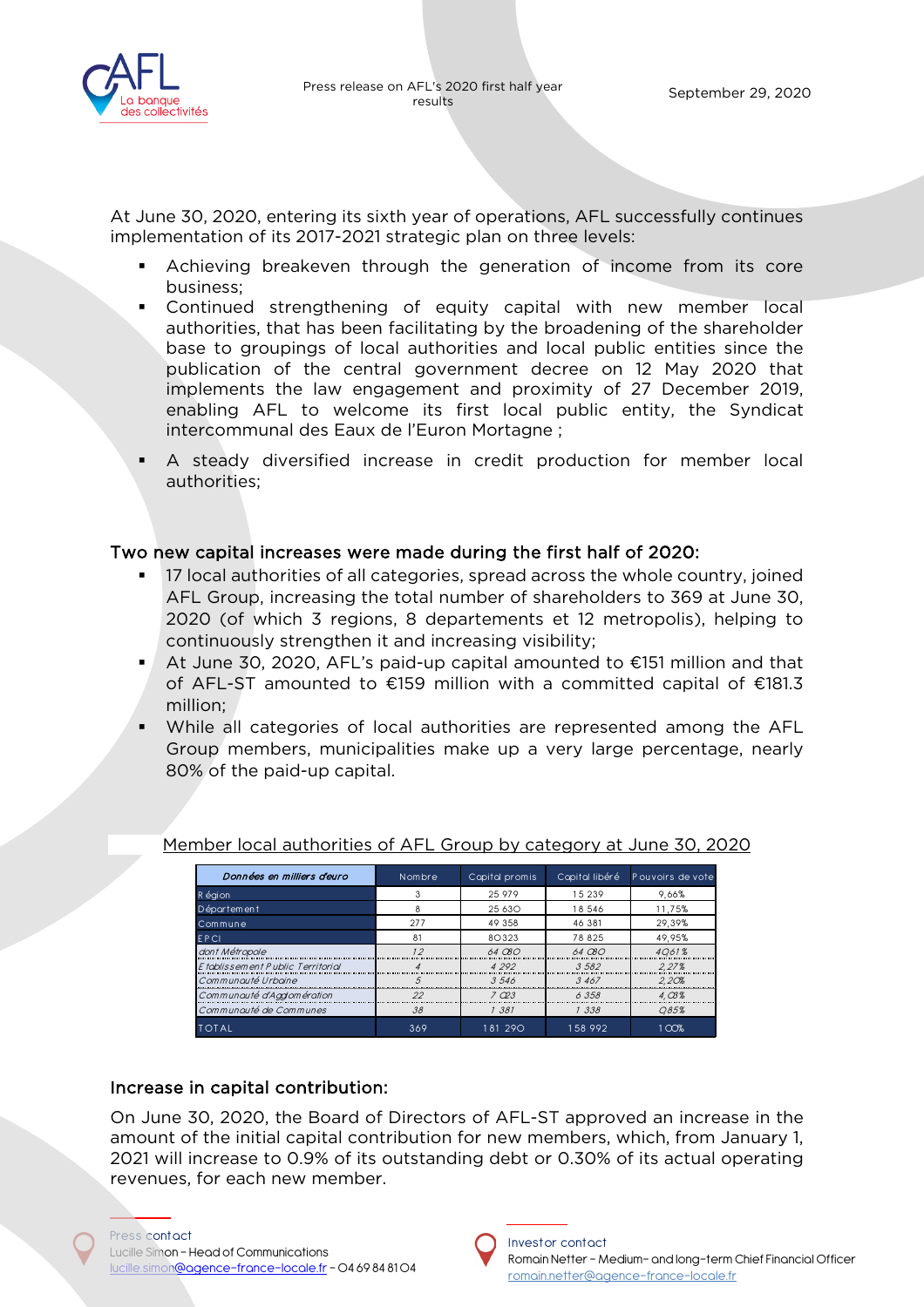At June 30, 2020, entering its sixth year of operations, AFL successfully continues implementation of its 2017-2021 strategic plan on three levels:

- Achieving breakeven through the generation of income from its core business;
- Continued strengthening of equity capital with new member local authorities, that has been facilitating by the broadening of the shareholder base to groupings of local authorities and local public entities since the publication of the central government decree on 12 May 2020 that implements the law engagement and proximity of 27 December 2019, enabling AFL to welcome its first local public entity, the Syndicat intercommunal des Eaux de l'Euron Mortagne ;
- A steady diversified increase in credit production for member local authorities;

## Two new capital increases were made during the first half of 2020:

- 17 local authorities of all categories, spread across the whole country, joined AFL Group, increasing the total number of shareholders to 369 at June 30, 2020 (of which 3 regions, 8 departements et 12 metropolis), helping to continuously strengthen it and increasing visibility;
- At June 30, 2020, AFL's paid-up capital amounted to €151 million and that of AFL-ST amounted to €159 million with a committed capital of €181.3 million;
- While all categories of local authorities are represented among the AFL Group members, municipalities make up a very large percentage, nearly 80% of the paid-up capital.

Member local authorities of AFL Group by category at June 30, 2020

| *Données en milliers d'euro* | Nombre | Capital promis | Capital libéré | Pouvoirs de vote |
|---|---|---|---|---|
| Région | 3 | 25 979 | 15 239 | 9,66% |
| Département | 8 | 25 630 | 18 546 | 11,75% |
| Commune | 277 | 49 358 | 46 381 | 29,39% |
| EPCI | 81 | 80323 | 78 825 | 49,95% |
| *dont Métropole* | *12* | *64 080* | *64 080* | *40,61%* |
| *Etablissement Public Territorial* | *4* | *4 292* | *3 582* | *2,27%* |
| *Communauté Urbaine* | *5* | *3 546* | *3 467* | *2,20%* |
| *Communauté d'Agglomération* | *22* | *7 023* | *6 358* | *4,03%* |
| *Communauté de Communes* | *38* | *1 381* | *1 338* | *0,85%* |
| TOTAL | 369 | 181 290 | 158 992 | 100% |

## Increase in capital contribution:

On June 30, 2020, the Board of Directors of AFL-ST approved an increase in the amount of the initial capital contribution for new members, which, from January 1, 2021 will increase to 0.9% of its outstanding debt or 0.30% of its actual operating revenues, for each new member.

Press contact
Lucille Simon – Head of Communications
lucille.simon@agence-france-locale.fr – 04 69 84 81 04

Investor contact
Romain Netter – Medium- and long-term Chief Financial Officer
romain.netter@agence-france-locale.fr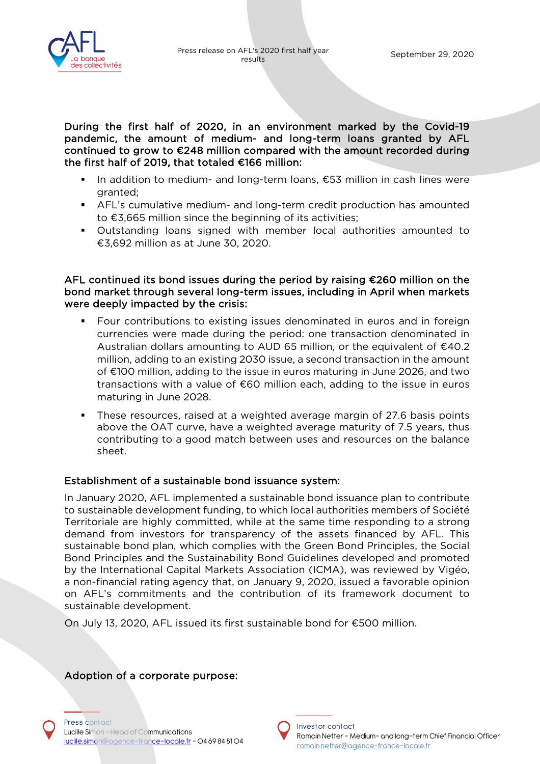**During the first half of 2020, in an environment marked by the Covid-19 pandemic, the amount of medium- and long-term loans granted by AFL continued to grow to €248 million compared with the amount recorded during the first half of 2019, that totaled €166 million:**

- In addition to medium- and long-term loans, €53 million in cash lines were granted;
- AFL's cumulative medium- and long-term credit production has amounted to €3,665 million since the beginning of its activities;
- Outstanding loans signed with member local authorities amounted to €3,692 million as at June 30, 2020.

**AFL continued its bond issues during the period by raising €260 million on the bond market through several long-term issues, including in April when markets were deeply impacted by the crisis:**

- Four contributions to existing issues denominated in euros and in foreign currencies were made during the period: one transaction denominated in Australian dollars amounting to AUD 65 million, or the equivalent of €40.2 million, adding to an existing 2030 issue, a second transaction in the amount of €100 million, adding to the issue in euros maturing in June 2026, and two transactions with a value of €60 million each, adding to the issue in euros maturing in June 2028.
- These resources, raised at a weighted average margin of 27.6 basis points above the OAT curve, have a weighted average maturity of 7.5 years, thus contributing to a good match between uses and resources on the balance sheet.

## Establishment of a sustainable bond issuance system:

In January 2020, AFL implemented a sustainable bond issuance plan to contribute to sustainable development funding, to which local authorities members of Société Territoriale are highly committed, while at the same time responding to a strong demand from investors for transparency of the assets financed by AFL. This sustainable bond plan, which complies with the Green Bond Principles, the Social Bond Principles and the Sustainability Bond Guidelines developed and promoted by the International Capital Markets Association (ICMA), was reviewed by Vigéo, a non-financial rating agency that, on January 9, 2020, issued a favorable opinion on AFL's commitments and the contribution of its framework document to sustainable development.

On July 13, 2020, AFL issued its first sustainable bond for €500 million.

## Adoption of a corporate purpose: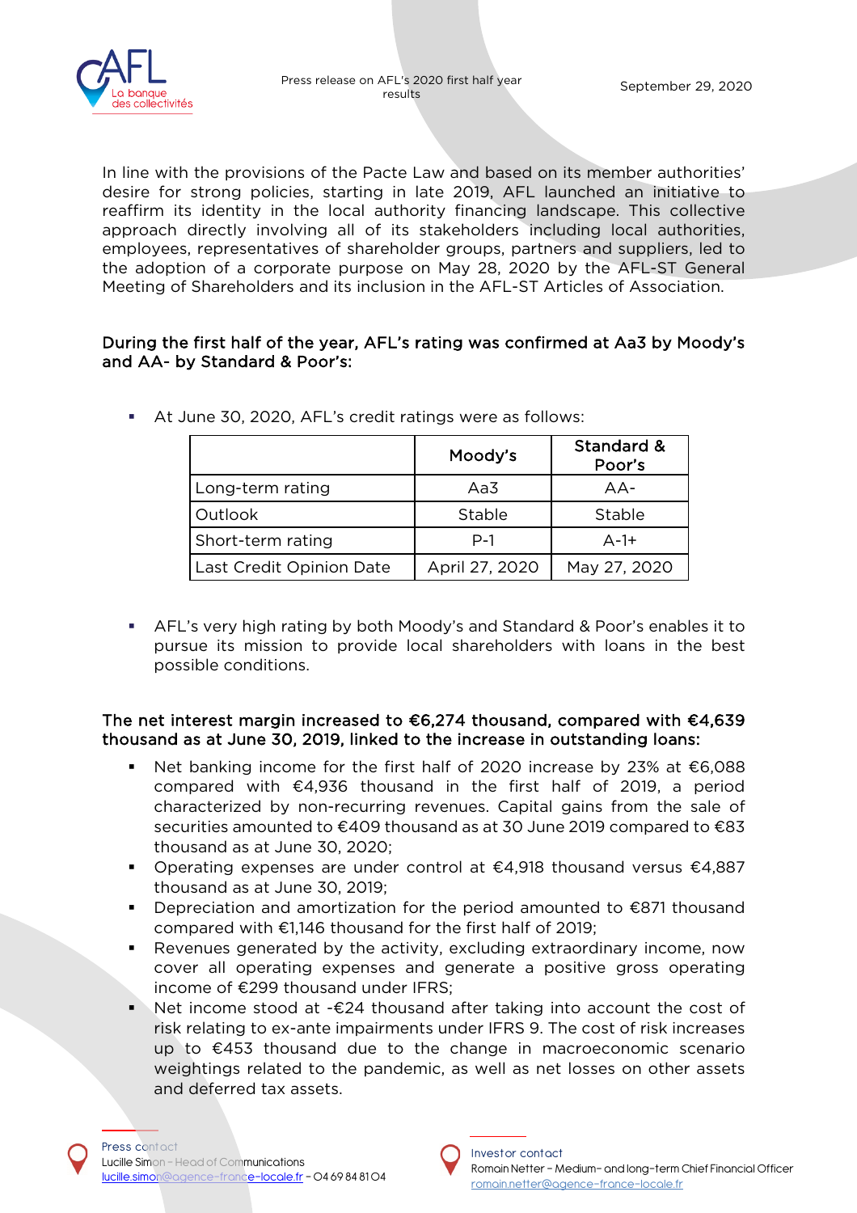In line with the provisions of the Pacte Law and based on its member authorities' desire for strong policies, starting in late 2019, AFL launched an initiative to reaffirm its identity in the local authority financing landscape. This collective approach directly involving all of its stakeholders including local authorities, employees, representatives of shareholder groups, partners and suppliers, led to the adoption of a corporate purpose on May 28, 2020 by the AFL-ST General Meeting of Shareholders and its inclusion in the AFL-ST Articles of Association.

### During the first half of the year, AFL's rating was confirmed at Aa3 by Moody's and AA- by Standard & Poor's:

- At June 30, 2020, AFL's credit ratings were as follows:

| | Moody's | Standard & Poor's |
|---|---|---|
| Long-term rating | Aa3 | AA- |
| Outlook | Stable | Stable |
| Short-term rating | P-1 | A-1+ |
| Last Credit Opinion Date | April 27, 2020 | May 27, 2020 |

- AFL's very high rating by both Moody's and Standard & Poor's enables it to pursue its mission to provide local shareholders with loans in the best possible conditions.

### The net interest margin increased to €6,274 thousand, compared with €4,639 thousand as at June 30, 2019, linked to the increase in outstanding loans:

- Net banking income for the first half of 2020 increase by 23% at €6,088 compared with €4,936 thousand in the first half of 2019, a period characterized by non-recurring revenues. Capital gains from the sale of securities amounted to €409 thousand as at 30 June 2019 compared to €83 thousand as at June 30, 2020;
- Operating expenses are under control at €4,918 thousand versus €4,887 thousand as at June 30, 2019;
- Depreciation and amortization for the period amounted to €871 thousand compared with €1,146 thousand for the first half of 2019;
- Revenues generated by the activity, excluding extraordinary income, now cover all operating expenses and generate a positive gross operating income of €299 thousand under IFRS;
- Net income stood at -€24 thousand after taking into account the cost of risk relating to ex-ante impairments under IFRS 9. The cost of risk increases up to €453 thousand due to the change in macroeconomic scenario weightings related to the pandemic, as well as net losses on other assets and deferred tax assets.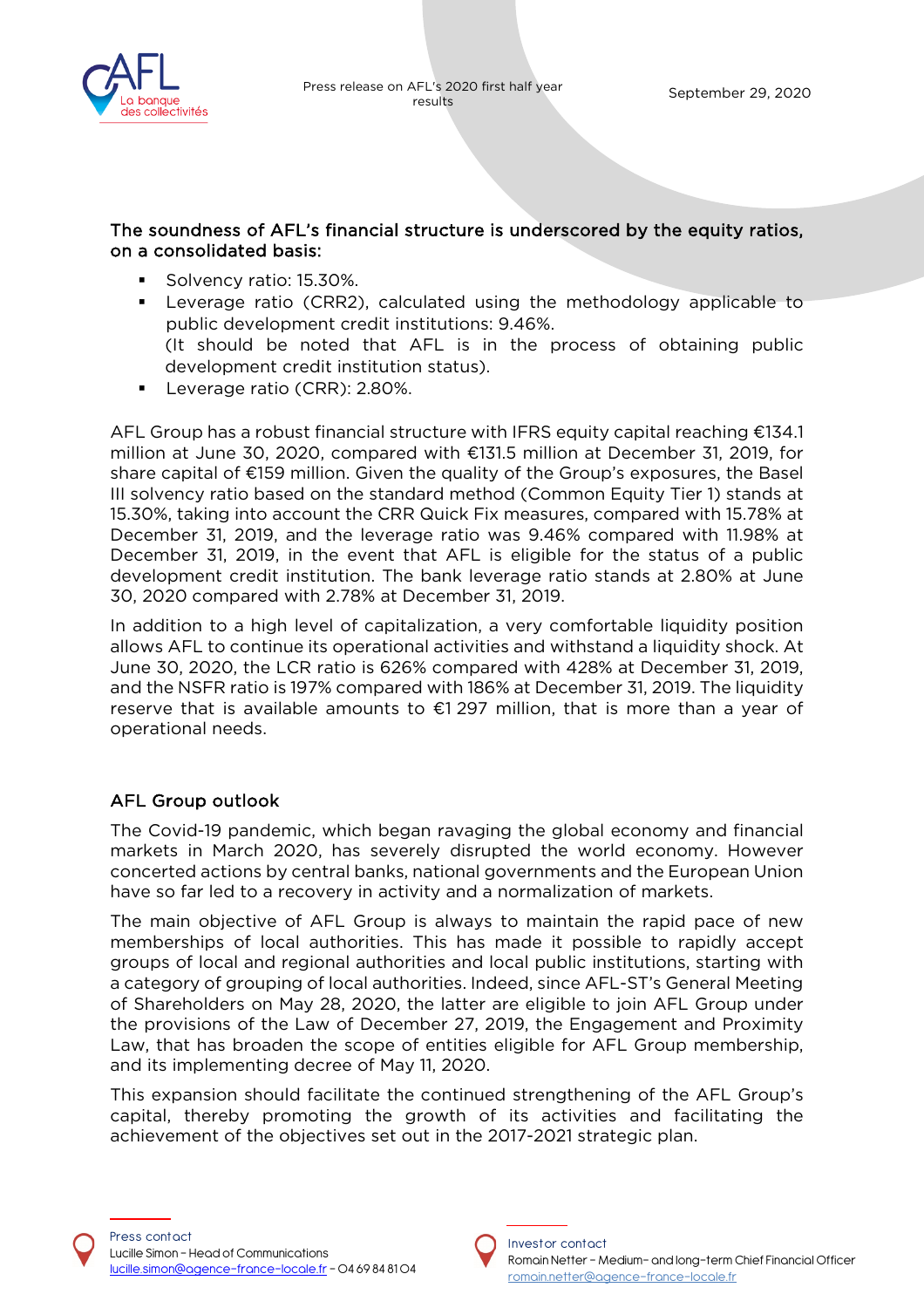**The soundness of AFL's financial structure is underscored by the equity ratios, on a consolidated basis:**

- Solvency ratio: 15.30%.
- Leverage ratio (CRR2), calculated using the methodology applicable to public development credit institutions: 9.46%.
  (It should be noted that AFL is in the process of obtaining public development credit institution status).
- Leverage ratio (CRR): 2.80%.

AFL Group has a robust financial structure with IFRS equity capital reaching €134.1 million at June 30, 2020, compared with €131.5 million at December 31, 2019, for share capital of €159 million. Given the quality of the Group's exposures, the Basel III solvency ratio based on the standard method (Common Equity Tier 1) stands at 15.30%, taking into account the CRR Quick Fix measures, compared with 15.78% at December 31, 2019, and the leverage ratio was 9.46% compared with 11.98% at December 31, 2019, in the event that AFL is eligible for the status of a public development credit institution. The bank leverage ratio stands at 2.80% at June 30, 2020 compared with 2.78% at December 31, 2019.

In addition to a high level of capitalization, a very comfortable liquidity position allows AFL to continue its operational activities and withstand a liquidity shock. At June 30, 2020, the LCR ratio is 626% compared with 428% at December 31, 2019, and the NSFR ratio is 197% compared with 186% at December 31, 2019. The liquidity reserve that is available amounts to €1 297 million, that is more than a year of operational needs.

## AFL Group outlook

The Covid-19 pandemic, which began ravaging the global economy and financial markets in March 2020, has severely disrupted the world economy. However concerted actions by central banks, national governments and the European Union have so far led to a recovery in activity and a normalization of markets.

The main objective of AFL Group is always to maintain the rapid pace of new memberships of local authorities. This has made it possible to rapidly accept groups of local and regional authorities and local public institutions, starting with a category of grouping of local authorities. Indeed, since AFL-ST's General Meeting of Shareholders on May 28, 2020, the latter are eligible to join AFL Group under the provisions of the Law of December 27, 2019, the Engagement and Proximity Law, that has broaden the scope of entities eligible for AFL Group membership, and its implementing decree of May 11, 2020.

This expansion should facilitate the continued strengthening of the AFL Group's capital, thereby promoting the growth of its activities and facilitating the achievement of the objectives set out in the 2017-2021 strategic plan.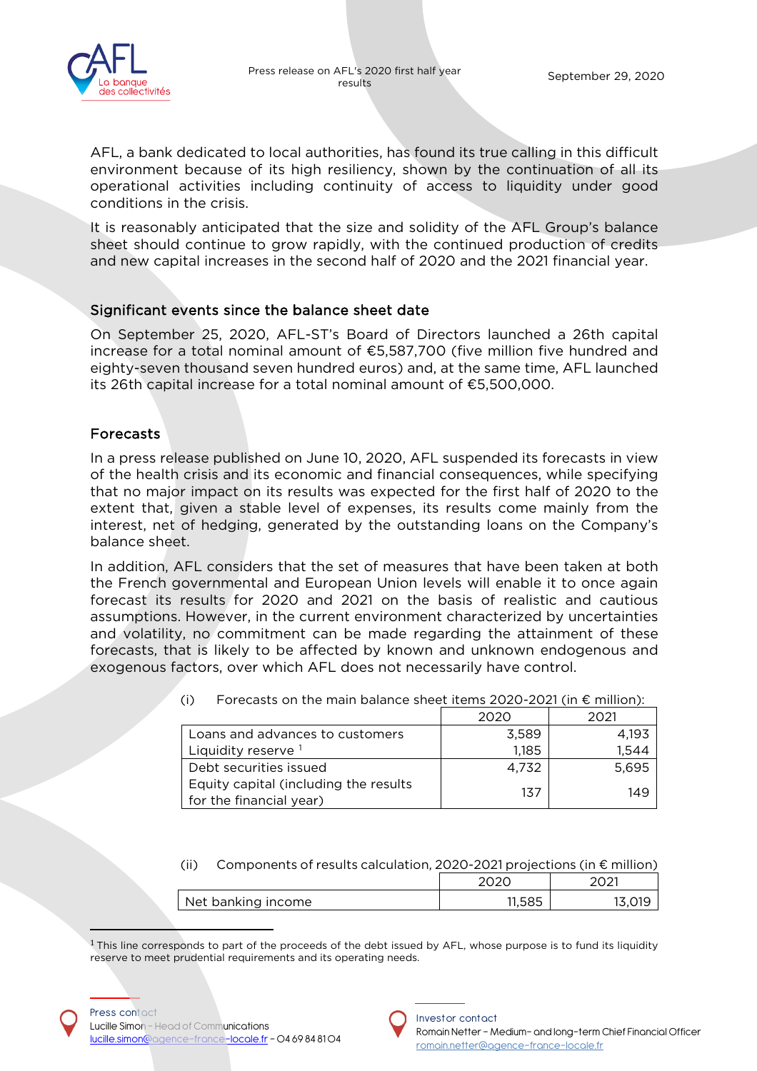AFL, a bank dedicated to local authorities, has found its true calling in this difficult environment because of its high resiliency, shown by the continuation of all its operational activities including continuity of access to liquidity under good conditions in the crisis.

It is reasonably anticipated that the size and solidity of the AFL Group's balance sheet should continue to grow rapidly, with the continued production of credits and new capital increases in the second half of 2020 and the 2021 financial year.

## Significant events since the balance sheet date

On September 25, 2020, AFL-ST's Board of Directors launched a 26th capital increase for a total nominal amount of €5,587,700 (five million five hundred and eighty-seven thousand seven hundred euros) and, at the same time, AFL launched its 26th capital increase for a total nominal amount of €5,500,000.

## Forecasts

In a press release published on June 10, 2020, AFL suspended its forecasts in view of the health crisis and its economic and financial consequences, while specifying that no major impact on its results was expected for the first half of 2020 to the extent that, given a stable level of expenses, its results come mainly from the interest, net of hedging, generated by the outstanding loans on the Company's balance sheet.

In addition, AFL considers that the set of measures that have been taken at both the French governmental and European Union levels will enable it to once again forecast its results for 2020 and 2021 on the basis of realistic and cautious assumptions. However, in the current environment characterized by uncertainties and volatility, no commitment can be made regarding the attainment of these forecasts, that is likely to be affected by known and unknown endogenous and exogenous factors, over which AFL does not necessarily have control.

(i) Forecasts on the main balance sheet items 2020-2021 (in € million):

| | 2020 | 2021 |
|---|---|---|
| Loans and advances to customers | 3,589 | 4,193 |
| Liquidity reserve [1] | 1,185 | 1,544 |
| Debt securities issued | 4,732 | 5,695 |
| Equity capital (including the results for the financial year) | 137 | 149 |

(ii) Components of results calculation, 2020-2021 projections (in € million)

| | 2020 | 2021 |
|---|---|---|
| Net banking income | 11,585 | 13,019 |

[1] This line corresponds to part of the proceeds of the debt issued by AFL, whose purpose is to fund its liquidity reserve to meet prudential requirements and its operating needs.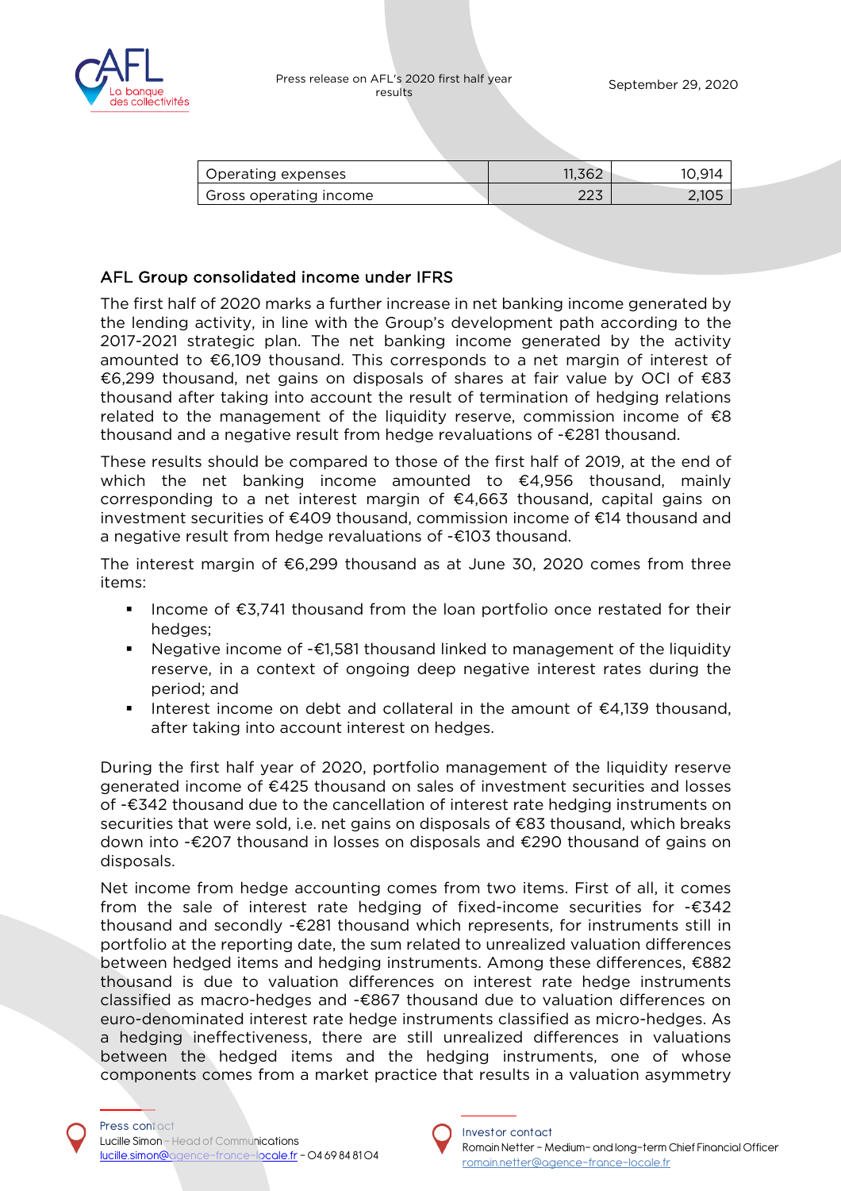| Operating expenses | 11,362 | 10,914 |
|---|---|---|
| Gross operating income | 223 | 2,105 |

## AFL Group consolidated income under IFRS

The first half of 2020 marks a further increase in net banking income generated by the lending activity, in line with the Group's development path according to the 2017-2021 strategic plan. The net banking income generated by the activity amounted to €6,109 thousand. This corresponds to a net margin of interest of €6,299 thousand, net gains on disposals of shares at fair value by OCI of €83 thousand after taking into account the result of termination of hedging relations related to the management of the liquidity reserve, commission income of €8 thousand and a negative result from hedge revaluations of -€281 thousand.

These results should be compared to those of the first half of 2019, at the end of which the net banking income amounted to €4,956 thousand, mainly corresponding to a net interest margin of €4,663 thousand, capital gains on investment securities of €409 thousand, commission income of €14 thousand and a negative result from hedge revaluations of -€103 thousand.

The interest margin of €6,299 thousand as at June 30, 2020 comes from three items:

- Income of €3,741 thousand from the loan portfolio once restated for their hedges;
- Negative income of -€1,581 thousand linked to management of the liquidity reserve, in a context of ongoing deep negative interest rates during the period; and
- Interest income on debt and collateral in the amount of €4,139 thousand, after taking into account interest on hedges.

During the first half year of 2020, portfolio management of the liquidity reserve generated income of €425 thousand on sales of investment securities and losses of -€342 thousand due to the cancellation of interest rate hedging instruments on securities that were sold, i.e. net gains on disposals of €83 thousand, which breaks down into -€207 thousand in losses on disposals and €290 thousand of gains on disposals.

Net income from hedge accounting comes from two items. First of all, it comes from the sale of interest rate hedging of fixed-income securities for -€342 thousand and secondly -€281 thousand which represents, for instruments still in portfolio at the reporting date, the sum related to unrealized valuation differences between hedged items and hedging instruments. Among these differences, €882 thousand is due to valuation differences on interest rate hedge instruments classified as macro-hedges and -€867 thousand due to valuation differences on euro-denominated interest rate hedge instruments classified as micro-hedges. As a hedging ineffectiveness, there are still unrealized differences in valuations between the hedged items and the hedging instruments, one of whose components comes from a market practice that results in a valuation asymmetry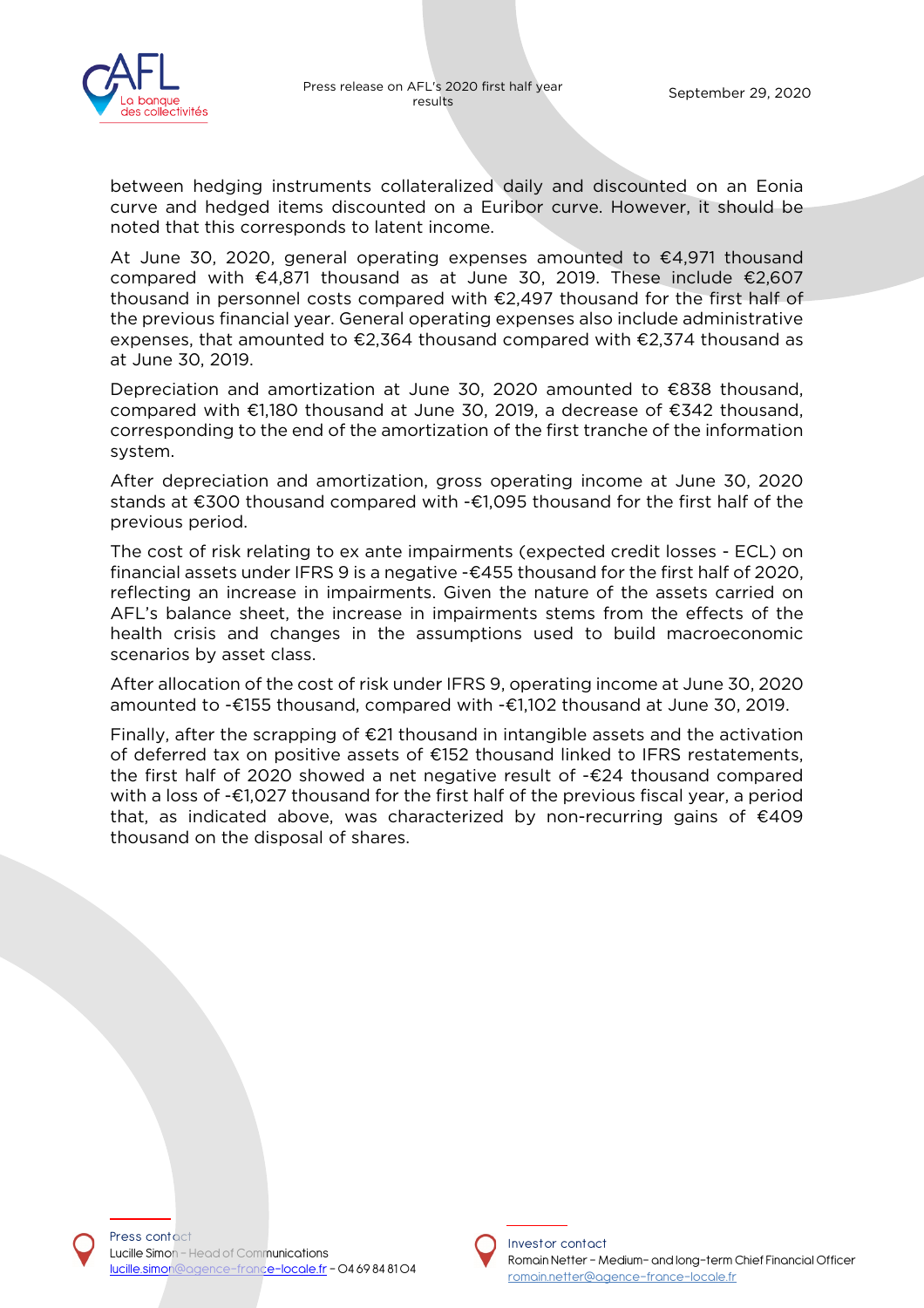between hedging instruments collateralized daily and discounted on an Eonia curve and hedged items discounted on a Euribor curve. However, it should be noted that this corresponds to latent income.

At June 30, 2020, general operating expenses amounted to €4,971 thousand compared with €4,871 thousand as at June 30, 2019. These include €2,607 thousand in personnel costs compared with €2,497 thousand for the first half of the previous financial year. General operating expenses also include administrative expenses, that amounted to €2,364 thousand compared with €2,374 thousand as at June 30, 2019.

Depreciation and amortization at June 30, 2020 amounted to €838 thousand, compared with €1,180 thousand at June 30, 2019, a decrease of €342 thousand, corresponding to the end of the amortization of the first tranche of the information system.

After depreciation and amortization, gross operating income at June 30, 2020 stands at €300 thousand compared with -€1,095 thousand for the first half of the previous period.

The cost of risk relating to ex ante impairments (expected credit losses - ECL) on financial assets under IFRS 9 is a negative -€455 thousand for the first half of 2020, reflecting an increase in impairments. Given the nature of the assets carried on AFL's balance sheet, the increase in impairments stems from the effects of the health crisis and changes in the assumptions used to build macroeconomic scenarios by asset class.

After allocation of the cost of risk under IFRS 9, operating income at June 30, 2020 amounted to -€155 thousand, compared with -€1,102 thousand at June 30, 2019.

Finally, after the scrapping of €21 thousand in intangible assets and the activation of deferred tax on positive assets of €152 thousand linked to IFRS restatements, the first half of 2020 showed a net negative result of -€24 thousand compared with a loss of -€1,027 thousand for the first half of the previous fiscal year, a period that, as indicated above, was characterized by non-recurring gains of €409 thousand on the disposal of shares.

Press contact
Lucille Simon – Head of Communications
lucille.simon@agence-france-locale.fr – 04 69 84 81 04

Investor contact
Romain Netter – Medium- and long-term Chief Financial Officer
romain.netter@agence-france-locale.fr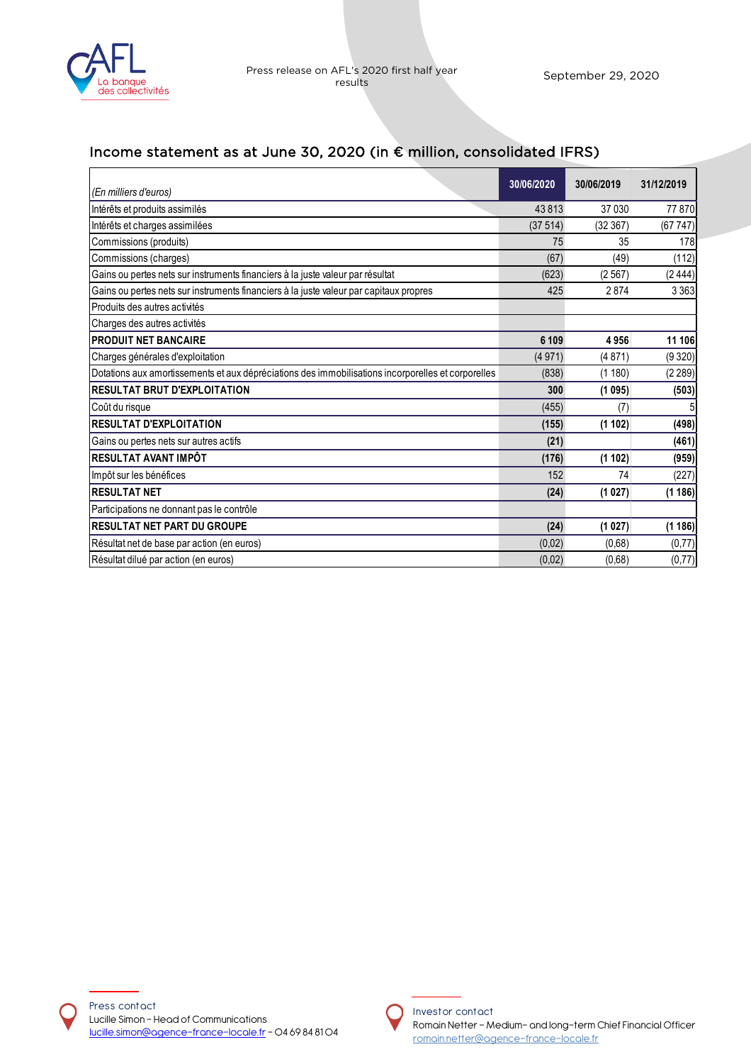## Income statement as at June 30, 2020 (in € million, consolidated IFRS)

| *(En milliers d'euros)* | 30/06/2020 | 30/06/2019 | 31/12/2019 |
|---|---|---|---|
| Intérêts et produits assimilés | 43 813 | 37 030 | 77 870 |
| Intérêts et charges assimilées | (37 514) | (32 367) | (67 747) |
| Commissions (produits) | 75 | 35 | 178 |
| Commissions (charges) | (67) | (49) | (112) |
| Gains ou pertes nets sur instruments financiers à la juste valeur par résultat | (623) | (2 567) | (2 444) |
| Gains ou pertes nets sur instruments financiers à la juste valeur par capitaux propres | 425 | 2 874 | 3 363 |
| Produits des autres activités | | | |
| Charges des autres activités | | | |
| **PRODUIT NET BANCAIRE** | **6 109** | **4 956** | **11 106** |
| Charges générales d'exploitation | (4 971) | (4 871) | (9 320) |
| Dotations aux amortissements et aux dépréciations des immobilisations incorporelles et corporelles | (838) | (1 180) | (2 289) |
| **RESULTAT BRUT D'EXPLOITATION** | **300** | **(1 095)** | **(503)** |
| Coût du risque | (455) | (7) | 5 |
| **RESULTAT D'EXPLOITATION** | **(155)** | **(1 102)** | **(498)** |
| Gains ou pertes nets sur autres actifs | **(21)** | | **(461)** |
| **RESULTAT AVANT IMPÔT** | **(176)** | **(1 102)** | **(959)** |
| Impôt sur les bénéfices | 152 | 74 | (227) |
| **RESULTAT NET** | **(24)** | **(1 027)** | **(1 186)** |
| Participations ne donnant pas le contrôle | | | |
| **RESULTAT NET PART DU GROUPE** | **(24)** | **(1 027)** | **(1 186)** |
| Résultat net de base par action (en euros) | (0,02) | (0,68) | (0,77) |
| Résultat dilué par action (en euros) | (0,02) | (0,68) | (0,77) |

Press contact
Lucille Simon – Head of Communications
lucille.simon@agence-france-locale.fr – 04 69 84 81 04

Investor contact
Romain Netter – Medium- and long-term Chief Financial Officer
romain.netter@agence-france-locale.fr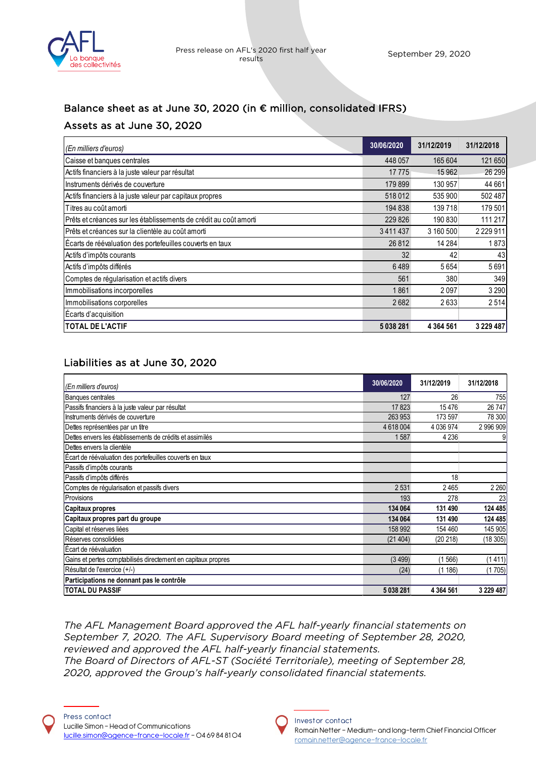## Balance sheet as at June 30, 2020 (in € million, consolidated IFRS)

### Assets as at June 30, 2020

| (En milliers d'euros) | 30/06/2020 | 31/12/2019 | 31/12/2018 |
|---|---|---|---|
| Caisse et banques centrales | 448 057 | 165 604 | 121 650 |
| Actifs financiers à la juste valeur par résultat | 17 775 | 15 962 | 26 299 |
| Instruments dérivés de couverture | 179 899 | 130 957 | 44 661 |
| Actifs financiers à la juste valeur par capitaux propres | 518 012 | 535 900 | 502 487 |
| Titres au coût amorti | 194 838 | 139 718 | 179 501 |
| Prêts et créances sur les établissements de crédit au coût amorti | 229 826 | 190 830 | 111 217 |
| Prêts et créances sur la clientèle au coût amorti | 3 411 437 | 3 160 500 | 2 229 911 |
| Écarts de réévaluation des portefeuilles couverts en taux | 26 812 | 14 284 | 1 873 |
| Actifs d'impôts courants | 32 | 42 | 43 |
| Actifs d'impôts différés | 6 489 | 5 654 | 5 691 |
| Comptes de régularisation et actifs divers | 561 | 380 | 349 |
| Immobilisations incorporelles | 1 861 | 2 097 | 3 290 |
| Immobilisations corporelles | 2 682 | 2 633 | 2 514 |
| Écarts d'acquisition | | | |
| **TOTAL DE L'ACTIF** | **5 038 281** | **4 364 561** | **3 229 487** |

### Liabilities as at June 30, 2020

| (En milliers d'euros) | 30/06/2020 | 31/12/2019 | 31/12/2018 |
|---|---|---|---|
| Banques centrales | 127 | 26 | 755 |
| Passifs financiers à la juste valeur par résultat | 17 823 | 15 476 | 26 747 |
| Instruments dérivés de couverture | 263 953 | 173 597 | 78 300 |
| Dettes représentées par un titre | 4 618 004 | 4 036 974 | 2 996 909 |
| Dettes envers les établissements de crédits et assimilés | 1 587 | 4 236 | 9 |
| Dettes envers la clientèle | | | |
| Écart de réévaluation des portefeuilles couverts en taux | | | |
| Passifs d'impôts courants | | | |
| Passifs d'impôts différés | | 18 | |
| Comptes de régularisation et passifs divers | 2 531 | 2 465 | 2 260 |
| Provisions | 193 | 278 | 23 |
| **Capitaux propres** | **134 064** | **131 490** | **124 485** |
| **Capitaux propres part du groupe** | **134 064** | **131 490** | **124 485** |
| Capital et réserves liées | 158 992 | 154 460 | 145 905 |
| Réserves consolidées | (21 404) | (20 218) | (18 305) |
| Écart de réévaluation | | | |
| Gains et pertes comptabilisés directement en capitaux propres | (3 499) | (1 566) | (1 411) |
| Résultat de l'exercice (+/-) | (24) | (1 186) | (1 705) |
| **Participations ne donnant pas le contrôle** | | | |
| **TOTAL DU PASSIF** | **5 038 281** | **4 364 561** | **3 229 487** |

*The AFL Management Board approved the AFL half-yearly financial statements on September 7, 2020. The AFL Supervisory Board meeting of September 28, 2020, reviewed and approved the AFL half-yearly financial statements.*
*The Board of Directors of AFL-ST (Société Territoriale), meeting of September 28, 2020, approved the Group's half-yearly consolidated financial statements.*

**Press contact**
Lucille Simon – Head of Communications
lucille.simon@agence-france-locale.fr – 04 69 84 81 04

**Investor contact**
Romain Netter – Medium- and long-term Chief Financial Officer
romain.netter@agence-france-locale.fr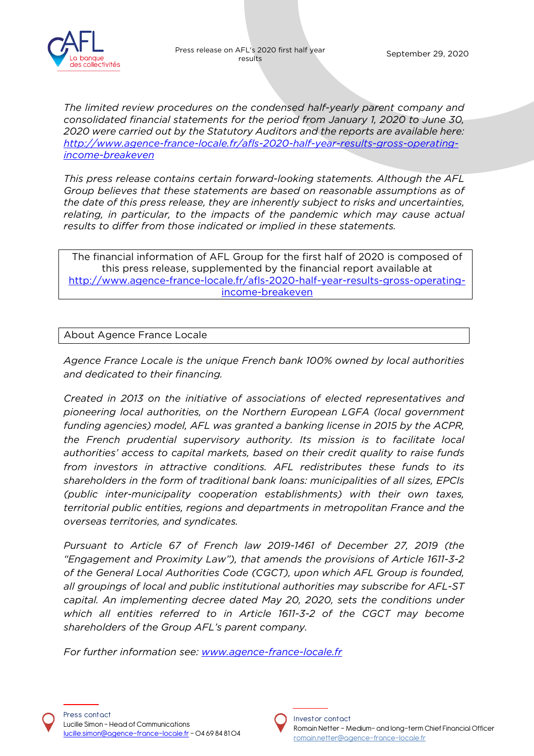*The limited review procedures on the condensed half-yearly parent company and consolidated financial statements for the period from January 1, 2020 to June 30, 2020 were carried out by the Statutory Auditors and the reports are available here: [http://www.agence-france-locale.fr/afls-2020-half-year-results-gross-operating-income-breakeven](http://www.agence-france-locale.fr/afls-2020-half-year-results-gross-operating-income-breakeven)*

*This press release contains certain forward-looking statements. Although the AFL Group believes that these statements are based on reasonable assumptions as of the date of this press release, they are inherently subject to risks and uncertainties, relating, in particular, to the impacts of the pandemic which may cause actual results to differ from those indicated or implied in these statements.*

The financial information of AFL Group for the first half of 2020 is composed of this press release, supplemented by the financial report available at [http://www.agence-france-locale.fr/afls-2020-half-year-results-gross-operating-income-breakeven](http://www.agence-france-locale.fr/afls-2020-half-year-results-gross-operating-income-breakeven)

## About Agence France Locale

*Agence France Locale is the unique French bank 100% owned by local authorities and dedicated to their financing.*

*Created in 2013 on the initiative of associations of elected representatives and pioneering local authorities, on the Northern European LGFA (local government funding agencies) model, AFL was granted a banking license in 2015 by the ACPR, the French prudential supervisory authority. Its mission is to facilitate local authorities' access to capital markets, based on their credit quality to raise funds from investors in attractive conditions. AFL redistributes these funds to its shareholders in the form of traditional bank loans: municipalities of all sizes, EPCIs (public inter-municipality cooperation establishments) with their own taxes, territorial public entities, regions and departments in metropolitan France and the overseas territories, and syndicates.*

*Pursuant to Article 67 of French law 2019-1461 of December 27, 2019 (the "Engagement and Proximity Law"), that amends the provisions of Article 1611-3-2 of the General Local Authorities Code (CGCT), upon which AFL Group is founded, all groupings of local and public institutional authorities may subscribe for AFL-ST capital. An implementing decree dated May 20, 2020, sets the conditions under which all entities referred to in Article 1611-3-2 of the CGCT may become shareholders of the Group AFL's parent company.*

*For further information see: [www.agence-france-locale.fr](http://www.agence-france-locale.fr)*

Press contact
Lucille Simon – Head of Communications
[lucille.simon@agence-france-locale.fr](mailto:lucille.simon@agence-france-locale.fr) – 04 69 84 81 04

Investor contact
Romain Netter – Medium- and long-term Chief Financial Officer
[romain.netter@agence-france-locale.fr](mailto:romain.netter@agence-france-locale.fr)